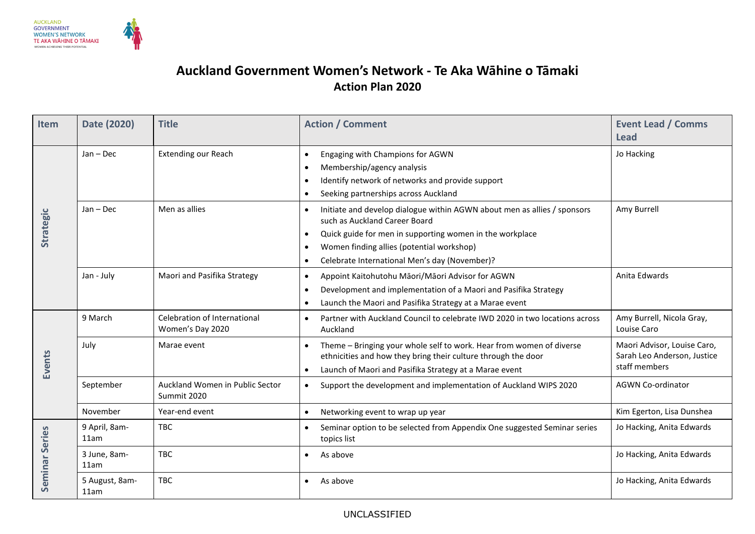AUCKLAND GOVERNMENT WOMEN'S NETWORK TE AKA WĀHINE O TĀMAKI WOMEN ACHIEVING THEIR POTENTIAL

# Auckland Government Women's Network - Te Aka Wāhine o Tāmaki
## Action Plan 2020

| Item | Date (2020) | Title | Action / Comment | Event Lead / Comms Lead |
|---|---|---|---|---|
| Strategic | Jan – Dec | Extending our Reach | • Engaging with Champions for AGWN<br>• Membership/agency analysis<br>• Identify network of networks and provide support<br>• Seeking partnerships across Auckland | Jo Hacking |
| | Jan – Dec | Men as allies | • Initiate and develop dialogue within AGWN about men as allies / sponsors such as Auckland Career Board<br>• Quick guide for men in supporting women in the workplace<br>• Women finding allies (potential workshop)<br>• Celebrate International Men's day (November)? | Amy Burrell |
| | Jan - July | Maori and Pasifika Strategy | • Appoint Kaitohutohu Māori/Māori Advisor for AGWN<br>• Development and implementation of a Maori and Pasifika Strategy<br>• Launch the Maori and Pasifika Strategy at a Marae event | Anita Edwards |
| Events | 9 March | Celebration of International Women's Day 2020 | • Partner with Auckland Council to celebrate IWD 2020 in two locations across Auckland | Amy Burrell, Nicola Gray, Louise Caro |
| | July | Marae event | • Theme – Bringing your whole self to work. Hear from women of diverse ethnicities and how they bring their culture through the door<br>• Launch of Maori and Pasifika Strategy at a Marae event | Maori Advisor, Louise Caro, Sarah Leo Anderson, Justice staff members |
| | September | Auckland Women in Public Sector Summit 2020 | • Support the development and implementation of Auckland WIPS 2020 | AGWN Co-ordinator |
| | November | Year-end event | • Networking event to wrap up year | Kim Egerton, Lisa Dunshea |
| Seminar Series | 9 April, 8am-11am | TBC | • Seminar option to be selected from Appendix One suggested Seminar series topics list | Jo Hacking, Anita Edwards |
| | 3 June, 8am-11am | TBC | • As above | Jo Hacking, Anita Edwards |
| | 5 August, 8am-11am | TBC | • As above | Jo Hacking, Anita Edwards |

UNCLASSIFIED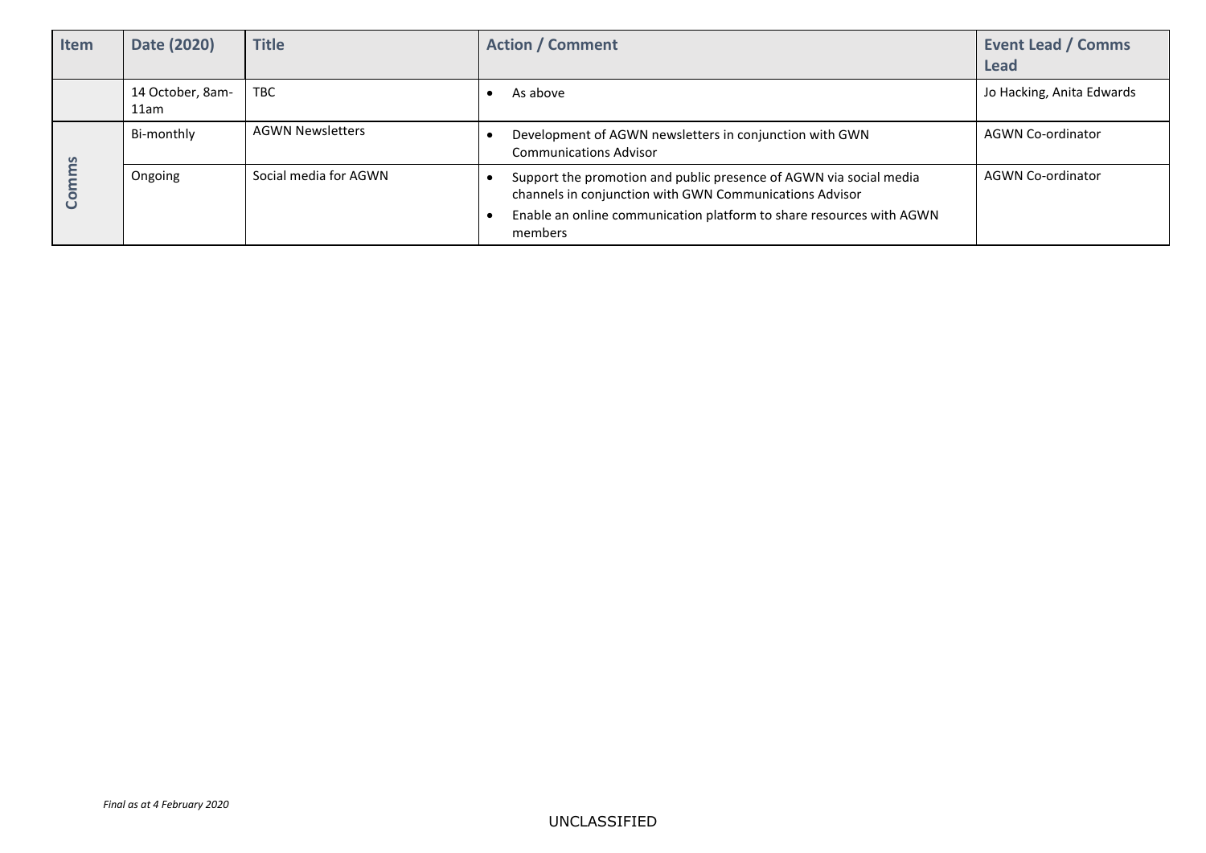| Item | Date (2020) | Title | Action / Comment | Event Lead / Comms Lead |
|---|---|---|---|---|
| | 14 October, 8am-11am | TBC | • As above | Jo Hacking, Anita Edwards |
| Comms | Bi-monthly | AGWN Newsletters | • Development of AGWN newsletters in conjunction with GWN Communications Advisor | AGWN Co-ordinator |
| | Ongoing | Social media for AGWN | • Support the promotion and public presence of AGWN via social media channels in conjunction with GWN Communications Advisor<br>• Enable an online communication platform to share resources with AGWN members | AGWN Co-ordinator |

*Final as at 4 February 2020*

UNCLASSIFIED